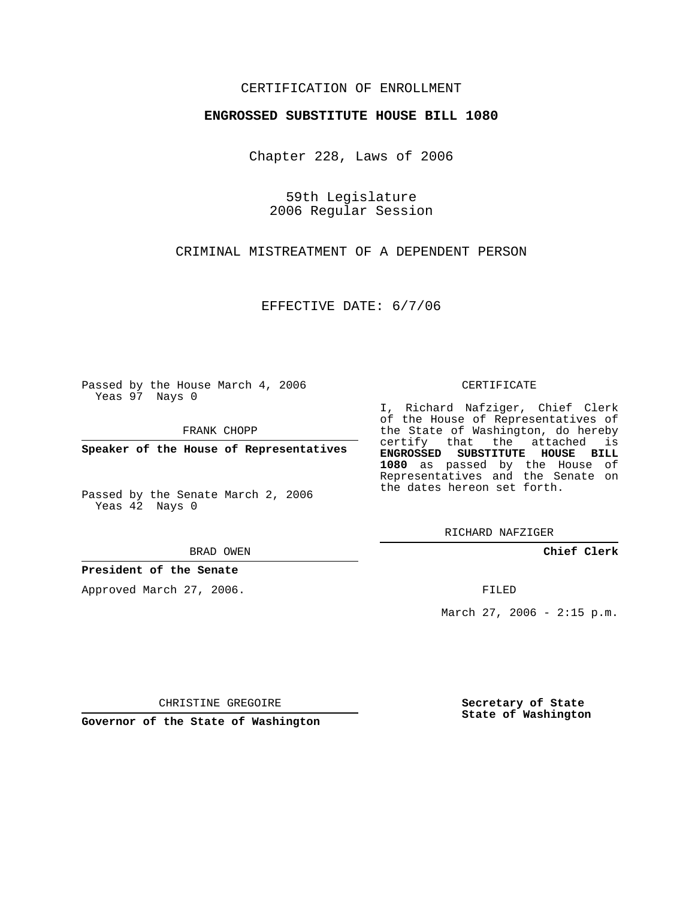CERTIFICATION OF ENROLLMENT

**ENGROSSED SUBSTITUTE HOUSE BILL 1080**

Chapter 228, Laws of 2006

59th Legislature
2006 Regular Session

CRIMINAL MISTREATMENT OF A DEPENDENT PERSON

EFFECTIVE DATE: 6/7/06

Passed by the House March 4, 2006
Yeas 97 Nays 0

FRANK CHOPP

**Speaker of the House of Representatives**

Passed by the Senate March 2, 2006
Yeas 42 Nays 0

BRAD OWEN

**President of the Senate**

Approved March 27, 2006.

CHRISTINE GREGOIRE

**Governor of the State of Washington**

CERTIFICATE

I, Richard Nafziger, Chief Clerk of the House of Representatives of the State of Washington, do hereby certify that the attached is **ENGROSSED SUBSTITUTE HOUSE BILL 1080** as passed by the House of Representatives and the Senate on the dates hereon set forth.

RICHARD NAFZIGER

**Chief Clerk**

FILED

March 27, 2006 - 2:15 p.m.

**Secretary of State**
**State of Washington**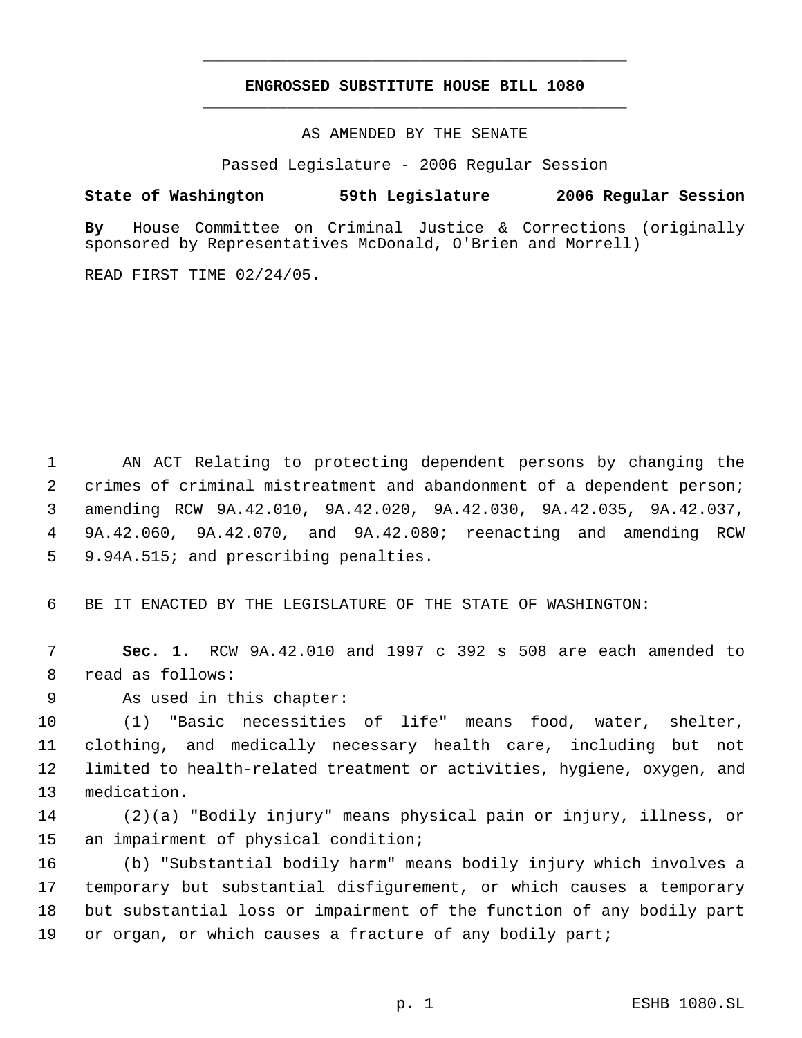# ENGROSSED SUBSTITUTE HOUSE BILL 1080

AS AMENDED BY THE SENATE

Passed Legislature - 2006 Regular Session

**State of Washington 59th Legislature 2006 Regular Session**

**By** House Committee on Criminal Justice & Corrections (originally sponsored by Representatives McDonald, O'Brien and Morrell)

READ FIRST TIME 02/24/05.

AN ACT Relating to protecting dependent persons by changing the crimes of criminal mistreatment and abandonment of a dependent person; amending RCW 9A.42.010, 9A.42.020, 9A.42.030, 9A.42.035, 9A.42.037, 9A.42.060, 9A.42.070, and 9A.42.080; reenacting and amending RCW 9.94A.515; and prescribing penalties.

BE IT ENACTED BY THE LEGISLATURE OF THE STATE OF WASHINGTON:

**Sec. 1.** RCW 9A.42.010 and 1997 c 392 s 508 are each amended to read as follows:

As used in this chapter:

(1) "Basic necessities of life" means food, water, shelter, clothing, and medically necessary health care, including but not limited to health-related treatment or activities, hygiene, oxygen, and medication.

(2)(a) "Bodily injury" means physical pain or injury, illness, or an impairment of physical condition;

(b) "Substantial bodily harm" means bodily injury which involves a temporary but substantial disfigurement, or which causes a temporary but substantial loss or impairment of the function of any bodily part or organ, or which causes a fracture of any bodily part;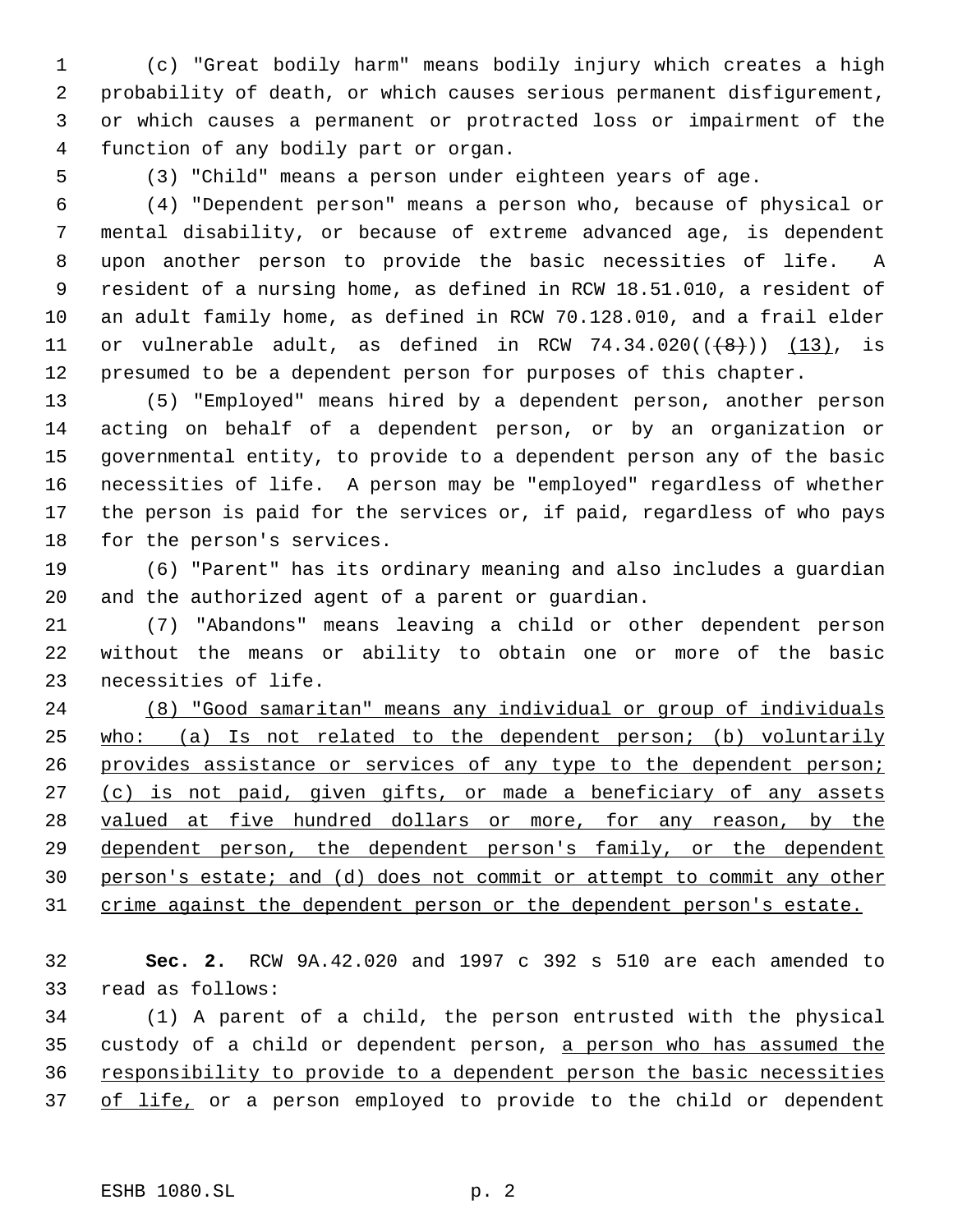(c) "Great bodily harm" means bodily injury which creates a high probability of death, or which causes serious permanent disfigurement, or which causes a permanent or protracted loss or impairment of the function of any bodily part or organ.

(3) "Child" means a person under eighteen years of age.

(4) "Dependent person" means a person who, because of physical or mental disability, or because of extreme advanced age, is dependent upon another person to provide the basic necessities of life. A resident of a nursing home, as defined in RCW 18.51.010, a resident of an adult family home, as defined in RCW 70.128.010, and a frail elder or vulnerable adult, as defined in RCW 74.34.020(( ~~(8)~~ )) <u>(13)</u>, is presumed to be a dependent person for purposes of this chapter.

(5) "Employed" means hired by a dependent person, another person acting on behalf of a dependent person, or by an organization or governmental entity, to provide to a dependent person any of the basic necessities of life. A person may be "employed" regardless of whether the person is paid for the services or, if paid, regardless of who pays for the person's services.

(6) "Parent" has its ordinary meaning and also includes a guardian and the authorized agent of a parent or guardian.

(7) "Abandons" means leaving a child or other dependent person without the means or ability to obtain one or more of the basic necessities of life.

<u>(8) "Good samaritan" means any individual or group of individuals who: (a) Is not related to the dependent person; (b) voluntarily provides assistance or services of any type to the dependent person; (c) is not paid, given gifts, or made a beneficiary of any assets valued at five hundred dollars or more, for any reason, by the dependent person, the dependent person's family, or the dependent person's estate; and (d) does not commit or attempt to commit any other crime against the dependent person or the dependent person's estate.</u>

**Sec. 2.** RCW 9A.42.020 and 1997 c 392 s 510 are each amended to read as follows:

(1) A parent of a child, the person entrusted with the physical custody of a child or dependent person, <u>a person who has assumed the responsibility to provide to a dependent person the basic necessities of life,</u> or a person employed to provide to the child or dependent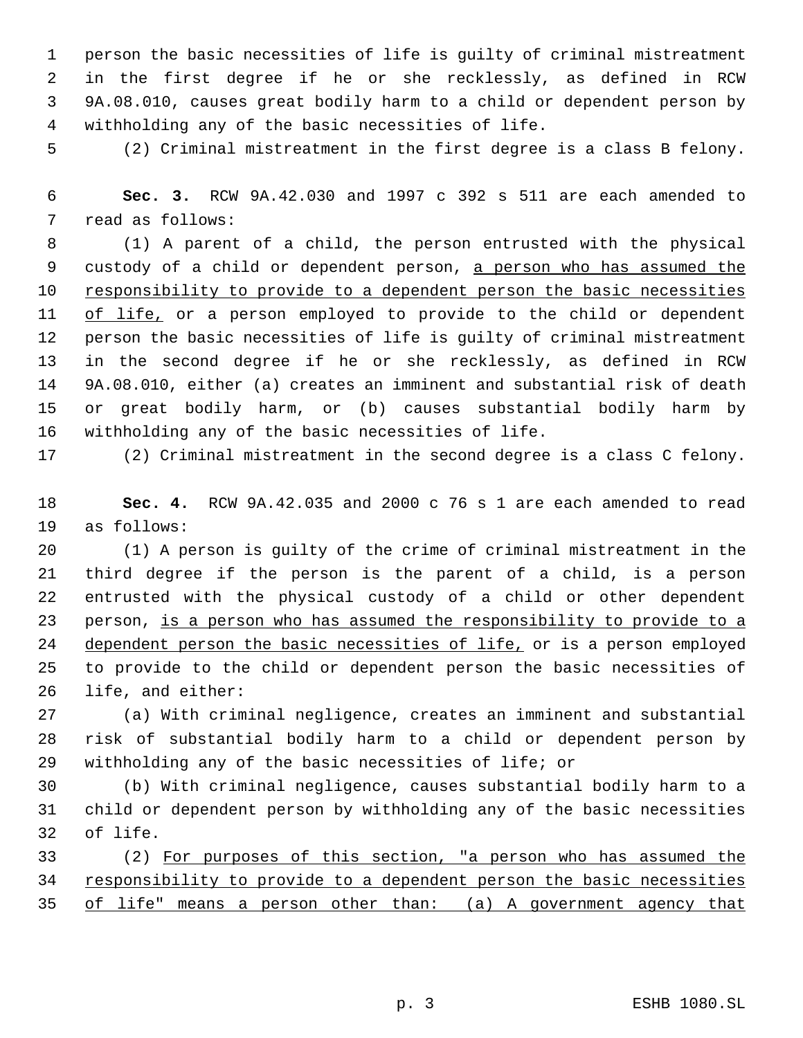person the basic necessities of life is guilty of criminal mistreatment in the first degree if he or she recklessly, as defined in RCW 9A.08.010, causes great bodily harm to a child or dependent person by withholding any of the basic necessities of life.

(2) Criminal mistreatment in the first degree is a class B felony.

**Sec. 3.** RCW 9A.42.030 and 1997 c 392 s 511 are each amended to read as follows:

(1) A parent of a child, the person entrusted with the physical custody of a child or dependent person, <u>a person who has assumed the responsibility to provide to a dependent person the basic necessities of life,</u> or a person employed to provide to the child or dependent person the basic necessities of life is guilty of criminal mistreatment in the second degree if he or she recklessly, as defined in RCW 9A.08.010, either (a) creates an imminent and substantial risk of death or great bodily harm, or (b) causes substantial bodily harm by withholding any of the basic necessities of life.

(2) Criminal mistreatment in the second degree is a class C felony.

**Sec. 4.** RCW 9A.42.035 and 2000 c 76 s 1 are each amended to read as follows:

(1) A person is guilty of the crime of criminal mistreatment in the third degree if the person is the parent of a child, is a person entrusted with the physical custody of a child or other dependent person, <u>is a person who has assumed the responsibility to provide to a dependent person the basic necessities of life,</u> or is a person employed to provide to the child or dependent person the basic necessities of life, and either:

(a) With criminal negligence, creates an imminent and substantial risk of substantial bodily harm to a child or dependent person by withholding any of the basic necessities of life; or

(b) With criminal negligence, causes substantial bodily harm to a child or dependent person by withholding any of the basic necessities of life.

(2) <u>For purposes of this section, "a person who has assumed the responsibility to provide to a dependent person the basic necessities of life" means a person other than: (a) A government agency that</u>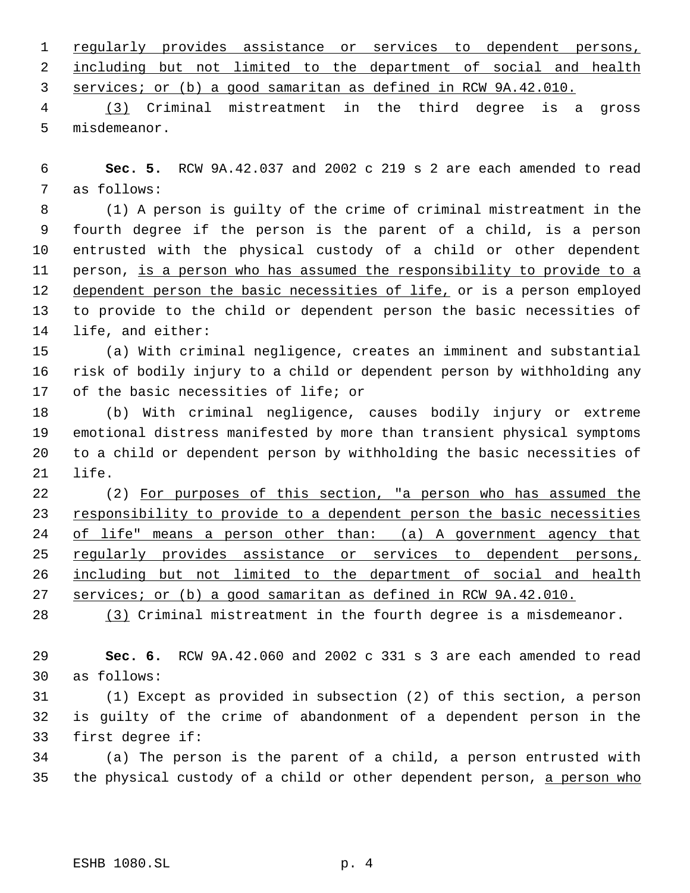regularly provides assistance or services to dependent persons, including but not limited to the department of social and health services; or (b) a good samaritan as defined in RCW 9A.42.010.

(3) Criminal mistreatment in the third degree is a gross misdemeanor.

**Sec. 5.** RCW 9A.42.037 and 2002 c 219 s 2 are each amended to read as follows:

(1) A person is guilty of the crime of criminal mistreatment in the fourth degree if the person is the parent of a child, is a person entrusted with the physical custody of a child or other dependent person, is a person who has assumed the responsibility to provide to a dependent person the basic necessities of life, or is a person employed to provide to the child or dependent person the basic necessities of life, and either:

(a) With criminal negligence, creates an imminent and substantial risk of bodily injury to a child or dependent person by withholding any of the basic necessities of life; or

(b) With criminal negligence, causes bodily injury or extreme emotional distress manifested by more than transient physical symptoms to a child or dependent person by withholding the basic necessities of life.

(2) For purposes of this section, "a person who has assumed the responsibility to provide to a dependent person the basic necessities of life" means a person other than: (a) A government agency that regularly provides assistance or services to dependent persons, including but not limited to the department of social and health services; or (b) a good samaritan as defined in RCW 9A.42.010.

(3) Criminal mistreatment in the fourth degree is a misdemeanor.

**Sec. 6.** RCW 9A.42.060 and 2002 c 331 s 3 are each amended to read as follows:

(1) Except as provided in subsection (2) of this section, a person is guilty of the crime of abandonment of a dependent person in the first degree if:

(a) The person is the parent of a child, a person entrusted with the physical custody of a child or other dependent person, a person who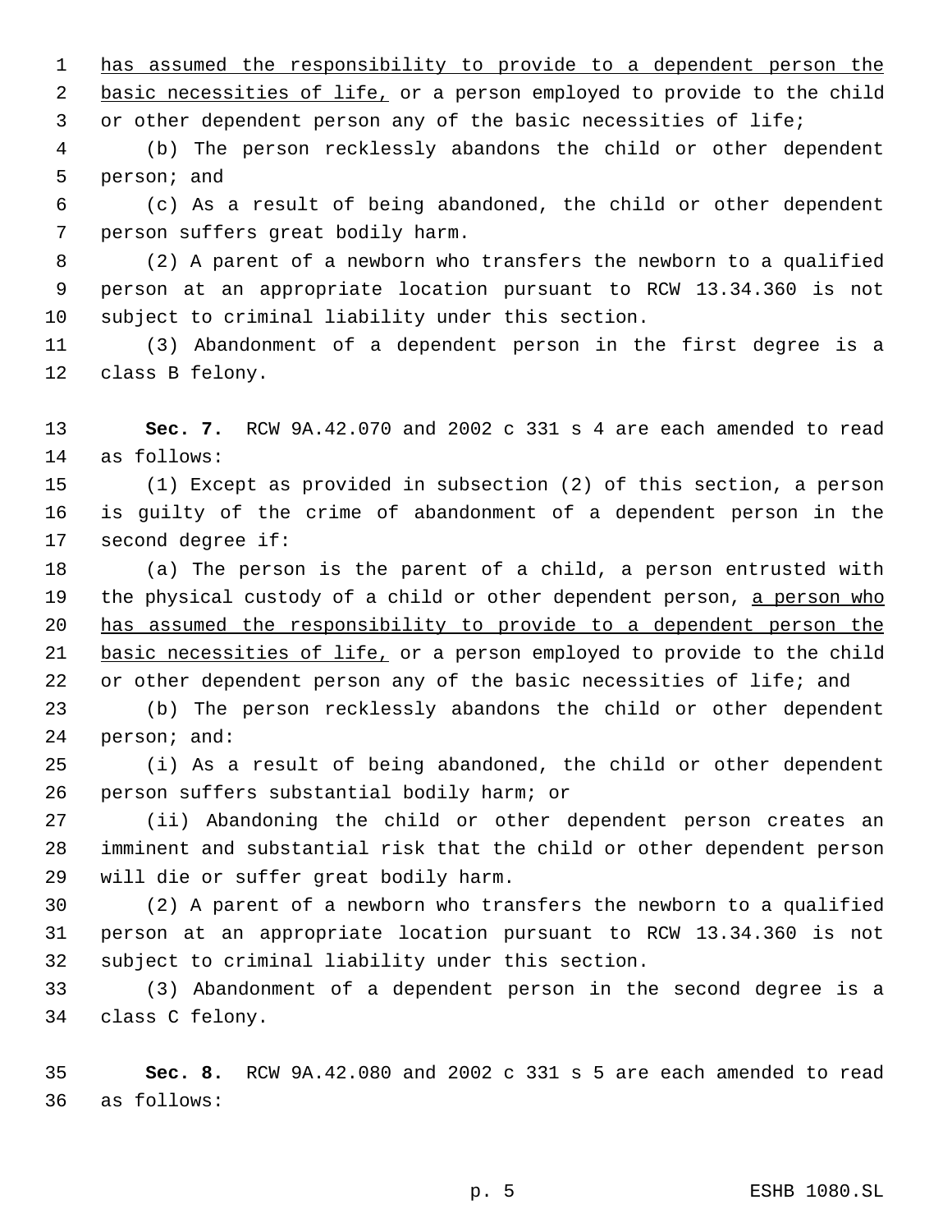has assumed the responsibility to provide to a dependent person the basic necessities of life, or a person employed to provide to the child or other dependent person any of the basic necessities of life;

(b) The person recklessly abandons the child or other dependent person; and

(c) As a result of being abandoned, the child or other dependent person suffers great bodily harm.

(2) A parent of a newborn who transfers the newborn to a qualified person at an appropriate location pursuant to RCW 13.34.360 is not subject to criminal liability under this section.

(3) Abandonment of a dependent person in the first degree is a class B felony.

**Sec. 7.** RCW 9A.42.070 and 2002 c 331 s 4 are each amended to read as follows:

(1) Except as provided in subsection (2) of this section, a person is guilty of the crime of abandonment of a dependent person in the second degree if:

(a) The person is the parent of a child, a person entrusted with the physical custody of a child or other dependent person, a person who has assumed the responsibility to provide to a dependent person the basic necessities of life, or a person employed to provide to the child or other dependent person any of the basic necessities of life; and

(b) The person recklessly abandons the child or other dependent person; and:

(i) As a result of being abandoned, the child or other dependent person suffers substantial bodily harm; or

(ii) Abandoning the child or other dependent person creates an imminent and substantial risk that the child or other dependent person will die or suffer great bodily harm.

(2) A parent of a newborn who transfers the newborn to a qualified person at an appropriate location pursuant to RCW 13.34.360 is not subject to criminal liability under this section.

(3) Abandonment of a dependent person in the second degree is a class C felony.

**Sec. 8.** RCW 9A.42.080 and 2002 c 331 s 5 are each amended to read as follows: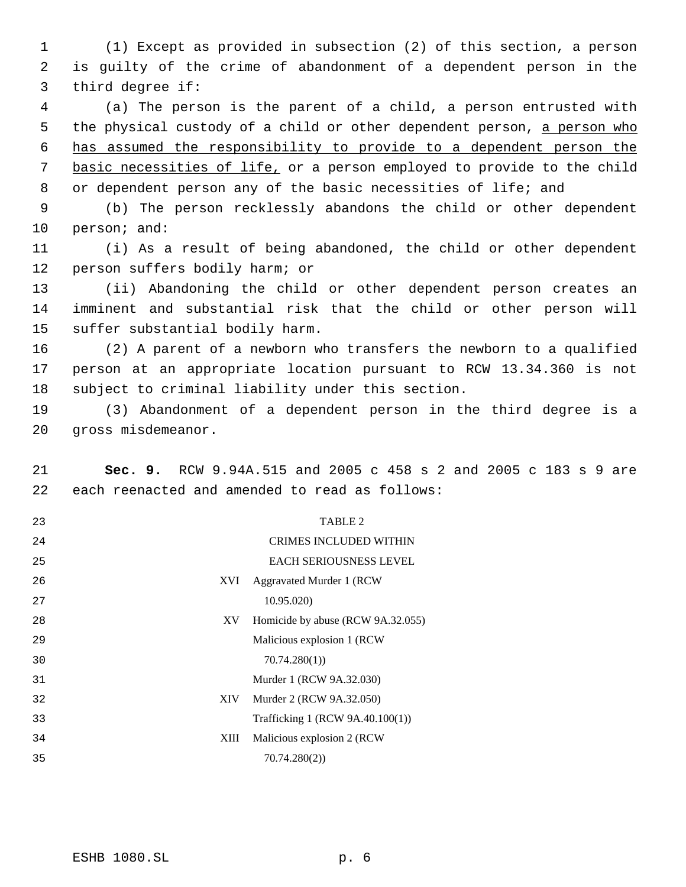(1) Except as provided in subsection (2) of this section, a person is guilty of the crime of abandonment of a dependent person in the third degree if:

(a) The person is the parent of a child, a person entrusted with the physical custody of a child or other dependent person, <u>a person who has assumed the responsibility to provide to a dependent person the basic necessities of life,</u> or a person employed to provide to the child or dependent person any of the basic necessities of life; and

(b) The person recklessly abandons the child or other dependent person; and:

(i) As a result of being abandoned, the child or other dependent person suffers bodily harm; or

(ii) Abandoning the child or other dependent person creates an imminent and substantial risk that the child or other person will suffer substantial bodily harm.

(2) A parent of a newborn who transfers the newborn to a qualified person at an appropriate location pursuant to RCW 13.34.360 is not subject to criminal liability under this section.

(3) Abandonment of a dependent person in the third degree is a gross misdemeanor.

**Sec. 9.** RCW 9.94A.515 and 2005 c 458 s 2 and 2005 c 183 s 9 are each reenacted and amended to read as follows:

TABLE 2

CRIMES INCLUDED WITHIN EACH SERIOUSNESS LEVEL

| | |
|---|---|
| XVI | Aggravated Murder 1 (RCW 10.95.020) |
| XV | Homicide by abuse (RCW 9A.32.055) |
| | Malicious explosion 1 (RCW 70.74.280(1)) |
| | Murder 1 (RCW 9A.32.030) |
| XIV | Murder 2 (RCW 9A.32.050) |
| | Trafficking 1 (RCW 9A.40.100(1)) |
| XIII | Malicious explosion 2 (RCW 70.74.280(2)) |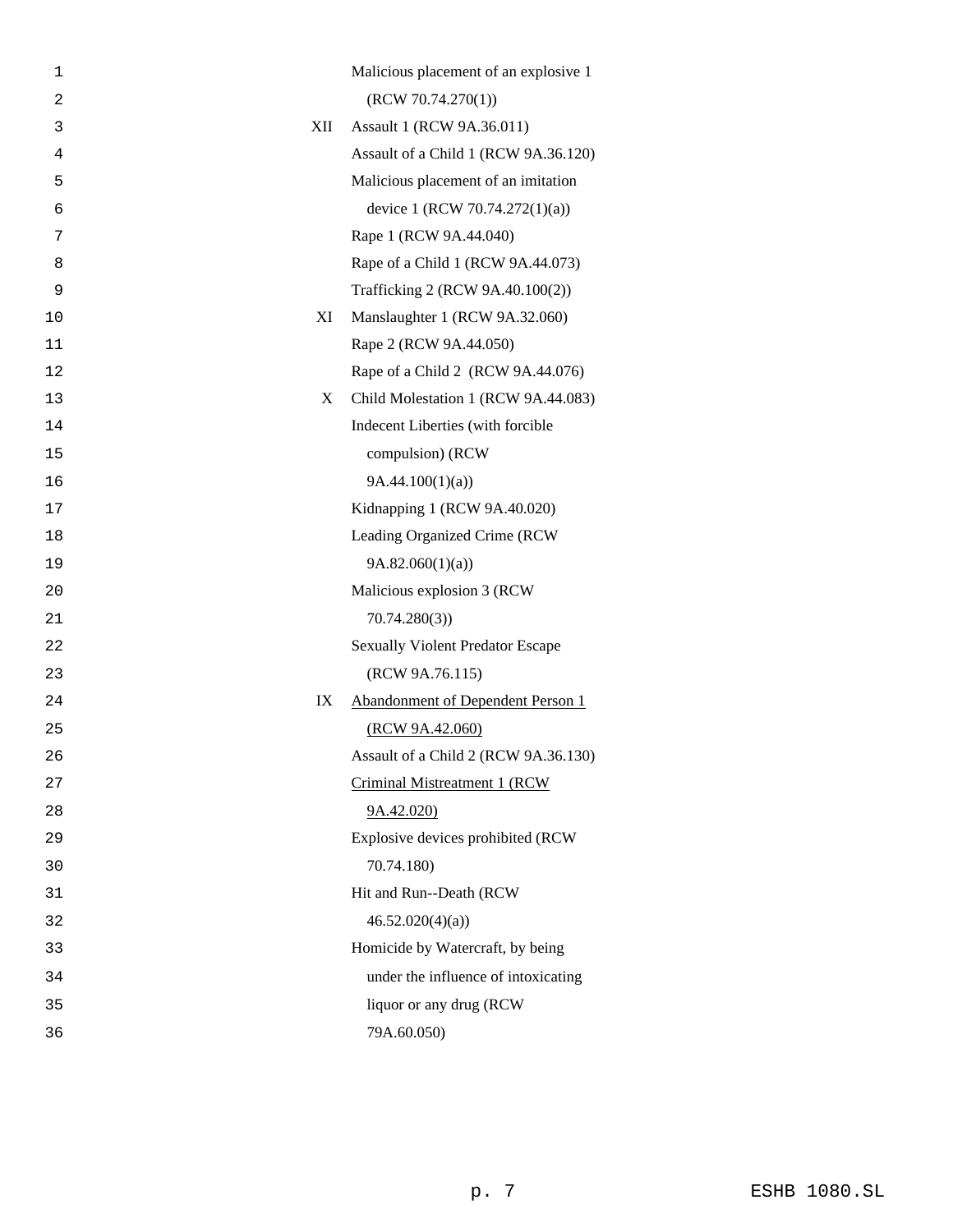| | |
|---|---|
| | Malicious placement of an explosive 1 (RCW 70.74.270(1)) |
| XII | Assault 1 (RCW 9A.36.011) |
| | Assault of a Child 1 (RCW 9A.36.120) |
| | Malicious placement of an imitation device 1 (RCW 70.74.272(1)(a)) |
| | Rape 1 (RCW 9A.44.040) |
| | Rape of a Child 1 (RCW 9A.44.073) |
| | Trafficking 2 (RCW 9A.40.100(2)) |
| XI | Manslaughter 1 (RCW 9A.32.060) |
| | Rape 2 (RCW 9A.44.050) |
| | Rape of a Child 2 (RCW 9A.44.076) |
| X | Child Molestation 1 (RCW 9A.44.083) |
| | Indecent Liberties (with forcible compulsion) (RCW 9A.44.100(1)(a)) |
| | Kidnapping 1 (RCW 9A.40.020) |
| | Leading Organized Crime (RCW 9A.82.060(1)(a)) |
| | Malicious explosion 3 (RCW 70.74.280(3)) |
| | Sexually Violent Predator Escape (RCW 9A.76.115) |
| IX | <u>Abandonment of Dependent Person 1 (RCW 9A.42.060)</u> |
| | Assault of a Child 2 (RCW 9A.36.130) |
| | <u>Criminal Mistreatment 1 (RCW 9A.42.020)</u> |
| | Explosive devices prohibited (RCW 70.74.180) |
| | Hit and Run--Death (RCW 46.52.020(4)(a)) |
| | Homicide by Watercraft, by being under the influence of intoxicating liquor or any drug (RCW 79A.60.050) |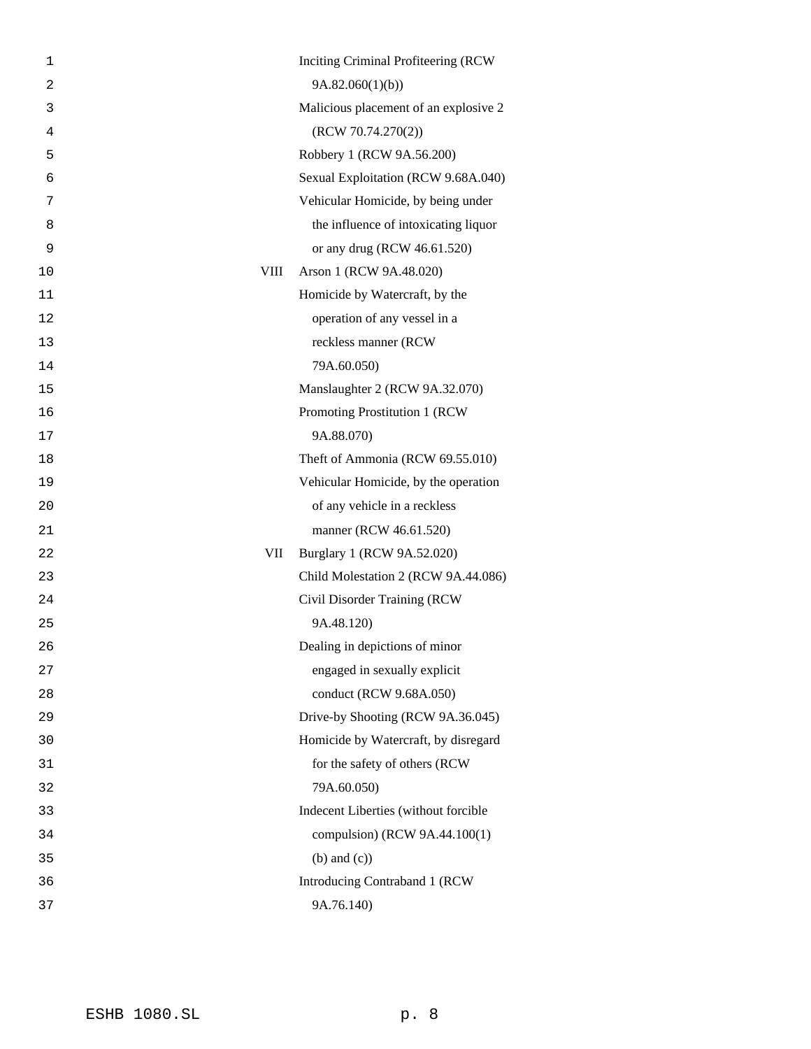| | |
|---|---|
| | Inciting Criminal Profiteering (RCW 9A.82.060(1)(b)) |
| | Malicious placement of an explosive 2 (RCW 70.74.270(2)) |
| | Robbery 1 (RCW 9A.56.200) |
| | Sexual Exploitation (RCW 9.68A.040) |
| | Vehicular Homicide, by being under the influence of intoxicating liquor or any drug (RCW 46.61.520) |
| VIII | Arson 1 (RCW 9A.48.020) |
| | Homicide by Watercraft, by the operation of any vessel in a reckless manner (RCW 79A.60.050) |
| | Manslaughter 2 (RCW 9A.32.070) |
| | Promoting Prostitution 1 (RCW 9A.88.070) |
| | Theft of Ammonia (RCW 69.55.010) |
| | Vehicular Homicide, by the operation of any vehicle in a reckless manner (RCW 46.61.520) |
| VII | Burglary 1 (RCW 9A.52.020) |
| | Child Molestation 2 (RCW 9A.44.086) |
| | Civil Disorder Training (RCW 9A.48.120) |
| | Dealing in depictions of minor engaged in sexually explicit conduct (RCW 9.68A.050) |
| | Drive-by Shooting (RCW 9A.36.045) |
| | Homicide by Watercraft, by disregard for the safety of others (RCW 79A.60.050) |
| | Indecent Liberties (without forcible compulsion) (RCW 9A.44.100(1) (b) and (c)) |
| | Introducing Contraband 1 (RCW 9A.76.140) |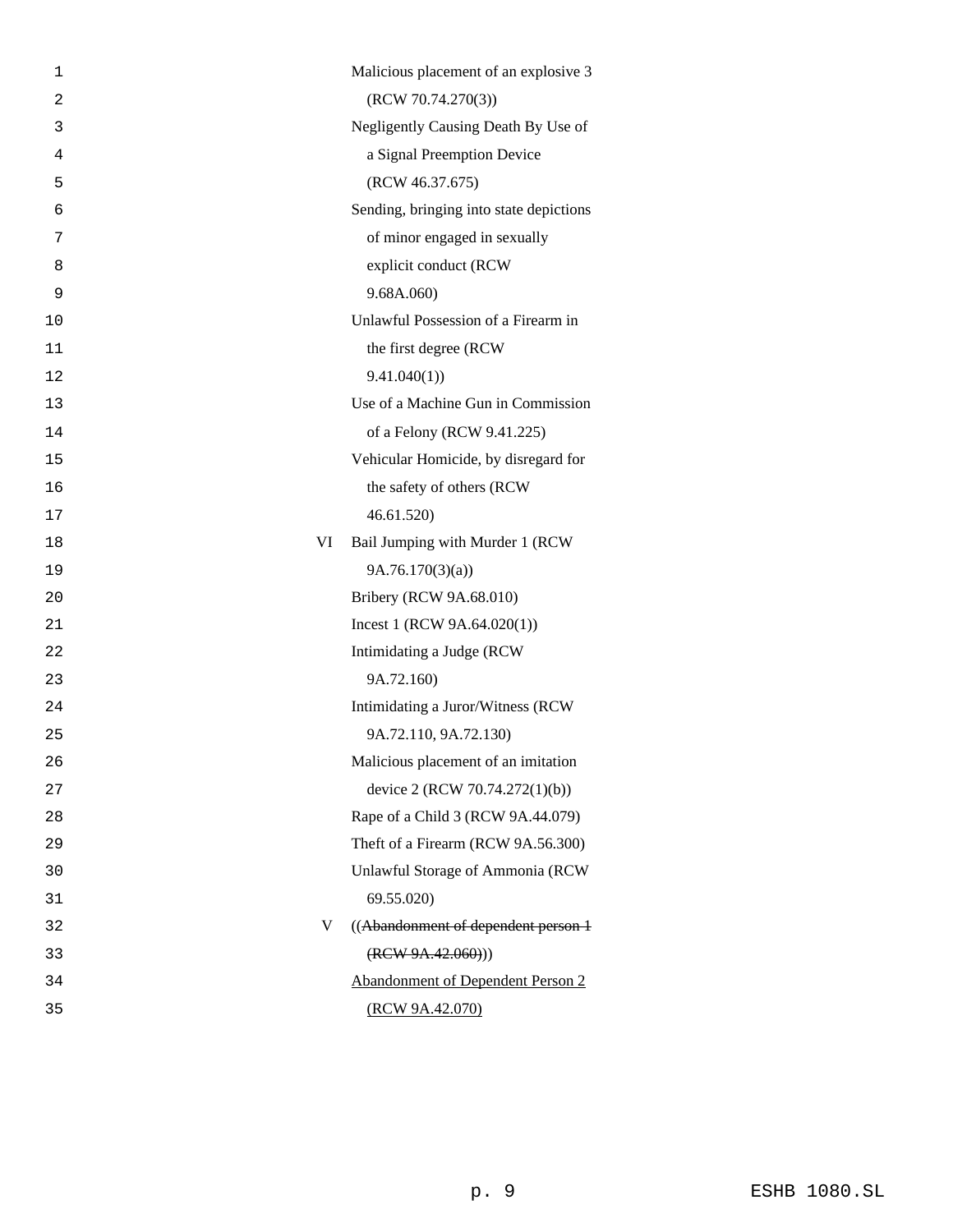| | |
|---|---|
| | Malicious placement of an explosive 3 (RCW 70.74.270(3)) |
| | Negligently Causing Death By Use of a Signal Preemption Device (RCW 46.37.675) |
| | Sending, bringing into state depictions of minor engaged in sexually explicit conduct (RCW 9.68A.060) |
| | Unlawful Possession of a Firearm in the first degree (RCW 9.41.040(1)) |
| | Use of a Machine Gun in Commission of a Felony (RCW 9.41.225) |
| | Vehicular Homicide, by disregard for the safety of others (RCW 46.61.520) |
| VI | Bail Jumping with Murder 1 (RCW 9A.76.170(3)(a)) |
| | Bribery (RCW 9A.68.010) |
| | Incest 1 (RCW 9A.64.020(1)) |
| | Intimidating a Judge (RCW 9A.72.160) |
| | Intimidating a Juror/Witness (RCW 9A.72.110, 9A.72.130) |
| | Malicious placement of an imitation device 2 (RCW 70.74.272(1)(b)) |
| | Rape of a Child 3 (RCW 9A.44.079) |
| | Theft of a Firearm (RCW 9A.56.300) |
| | Unlawful Storage of Ammonia (RCW 69.55.020) |
| V | ((~~Abandonment of dependent person 1 (RCW 9A.42.060)~~)) |
| | <u>Abandonment of Dependent Person 2 (RCW 9A.42.070)</u> |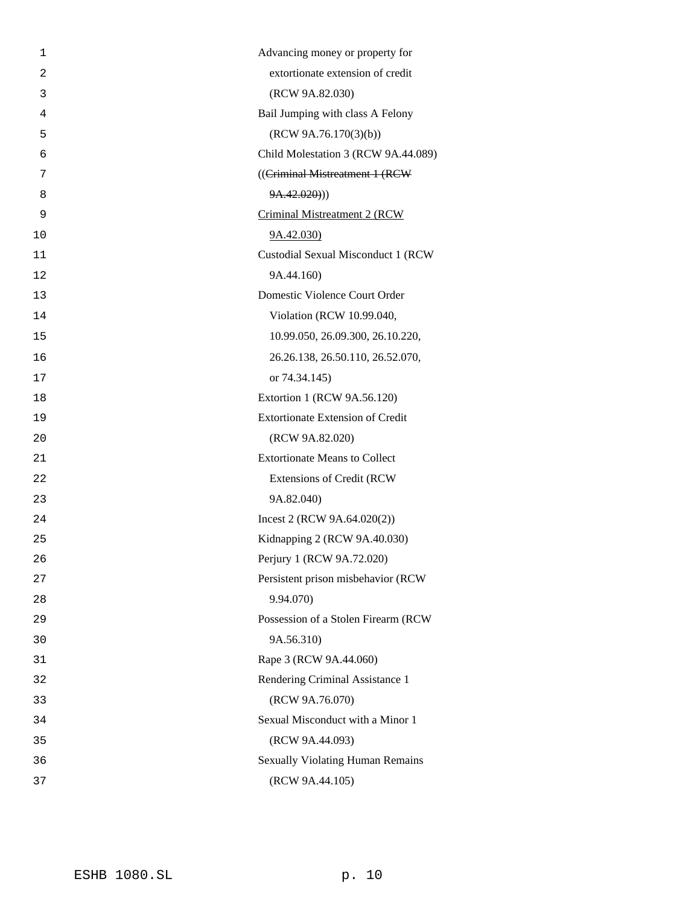Advancing money or property for extortionate extension of credit (RCW 9A.82.030)

Bail Jumping with class A Felony (RCW 9A.76.170(3)(b))

Child Molestation 3 (RCW 9A.44.089)

((~~Criminal Mistreatment 1 (RCW 9A.42.020)~~))

<u>Criminal Mistreatment 2 (RCW 9A.42.030)</u>

Custodial Sexual Misconduct 1 (RCW 9A.44.160)

Domestic Violence Court Order Violation (RCW 10.99.040, 10.99.050, 26.09.300, 26.10.220, 26.26.138, 26.50.110, 26.52.070, or 74.34.145)

Extortion 1 (RCW 9A.56.120)

Extortionate Extension of Credit (RCW 9A.82.020)

Extortionate Means to Collect Extensions of Credit (RCW 9A.82.040)

Incest 2 (RCW 9A.64.020(2))

Kidnapping 2 (RCW 9A.40.030)

Perjury 1 (RCW 9A.72.020)

Persistent prison misbehavior (RCW 9.94.070)

Possession of a Stolen Firearm (RCW 9A.56.310)

Rape 3 (RCW 9A.44.060)

Rendering Criminal Assistance 1 (RCW 9A.76.070)

Sexual Misconduct with a Minor 1 (RCW 9A.44.093)

Sexually Violating Human Remains (RCW 9A.44.105)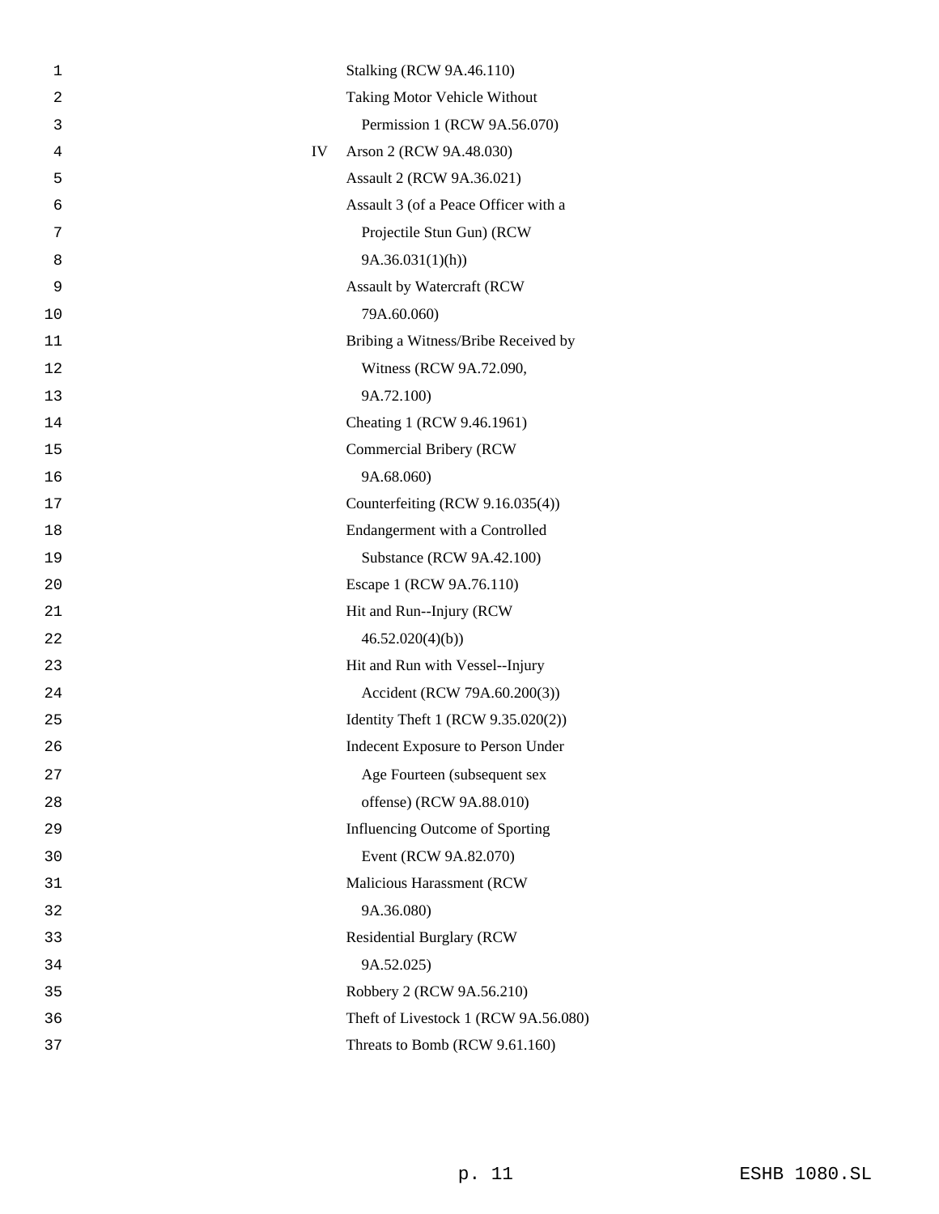| | |
|---|---|
| | Stalking (RCW 9A.46.110) |
| | Taking Motor Vehicle Without Permission 1 (RCW 9A.56.070) |
| IV | Arson 2 (RCW 9A.48.030) |
| | Assault 2 (RCW 9A.36.021) |
| | Assault 3 (of a Peace Officer with a Projectile Stun Gun) (RCW 9A.36.031(1)(h)) |
| | Assault by Watercraft (RCW 79A.60.060) |
| | Bribing a Witness/Bribe Received by Witness (RCW 9A.72.090, 9A.72.100) |
| | Cheating 1 (RCW 9.46.1961) |
| | Commercial Bribery (RCW 9A.68.060) |
| | Counterfeiting (RCW 9.16.035(4)) |
| | Endangerment with a Controlled Substance (RCW 9A.42.100) |
| | Escape 1 (RCW 9A.76.110) |
| | Hit and Run--Injury (RCW 46.52.020(4)(b)) |
| | Hit and Run with Vessel--Injury Accident (RCW 79A.60.200(3)) |
| | Identity Theft 1 (RCW 9.35.020(2)) |
| | Indecent Exposure to Person Under Age Fourteen (subsequent sex offense) (RCW 9A.88.010) |
| | Influencing Outcome of Sporting Event (RCW 9A.82.070) |
| | Malicious Harassment (RCW 9A.36.080) |
| | Residential Burglary (RCW 9A.52.025) |
| | Robbery 2 (RCW 9A.56.210) |
| | Theft of Livestock 1 (RCW 9A.56.080) |
| | Threats to Bomb (RCW 9.61.160) |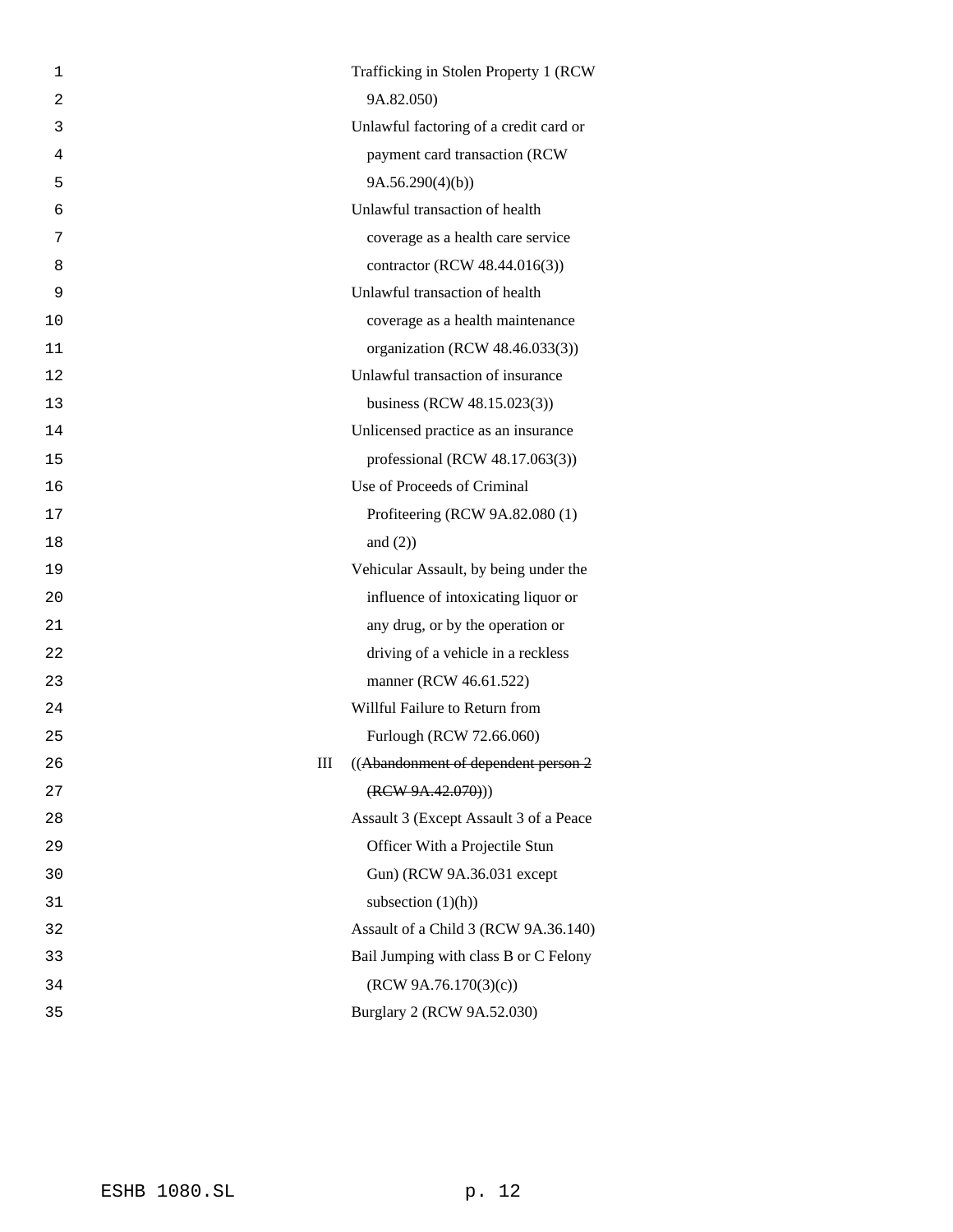Trafficking in Stolen Property 1 (RCW 9A.82.050)

Unlawful factoring of a credit card or payment card transaction (RCW 9A.56.290(4)(b))

Unlawful transaction of health coverage as a health care service contractor (RCW 48.44.016(3))

Unlawful transaction of health coverage as a health maintenance organization (RCW 48.46.033(3))

Unlawful transaction of insurance business (RCW 48.15.023(3))

Unlicensed practice as an insurance professional (RCW 48.17.063(3))

Use of Proceeds of Criminal Profiteering (RCW 9A.82.080 (1) and (2))

Vehicular Assault, by being under the influence of intoxicating liquor or any drug, or by the operation or driving of a vehicle in a reckless manner (RCW 46.61.522)

Willful Failure to Return from Furlough (RCW 72.66.060)

III ((~~Abandonment of dependent person 2 (RCW 9A.42.070)~~))

Assault 3 (Except Assault 3 of a Peace Officer With a Projectile Stun Gun) (RCW 9A.36.031 except subsection (1)(h))

Assault of a Child 3 (RCW 9A.36.140)

Bail Jumping with class B or C Felony (RCW 9A.76.170(3)(c))

Burglary 2 (RCW 9A.52.030)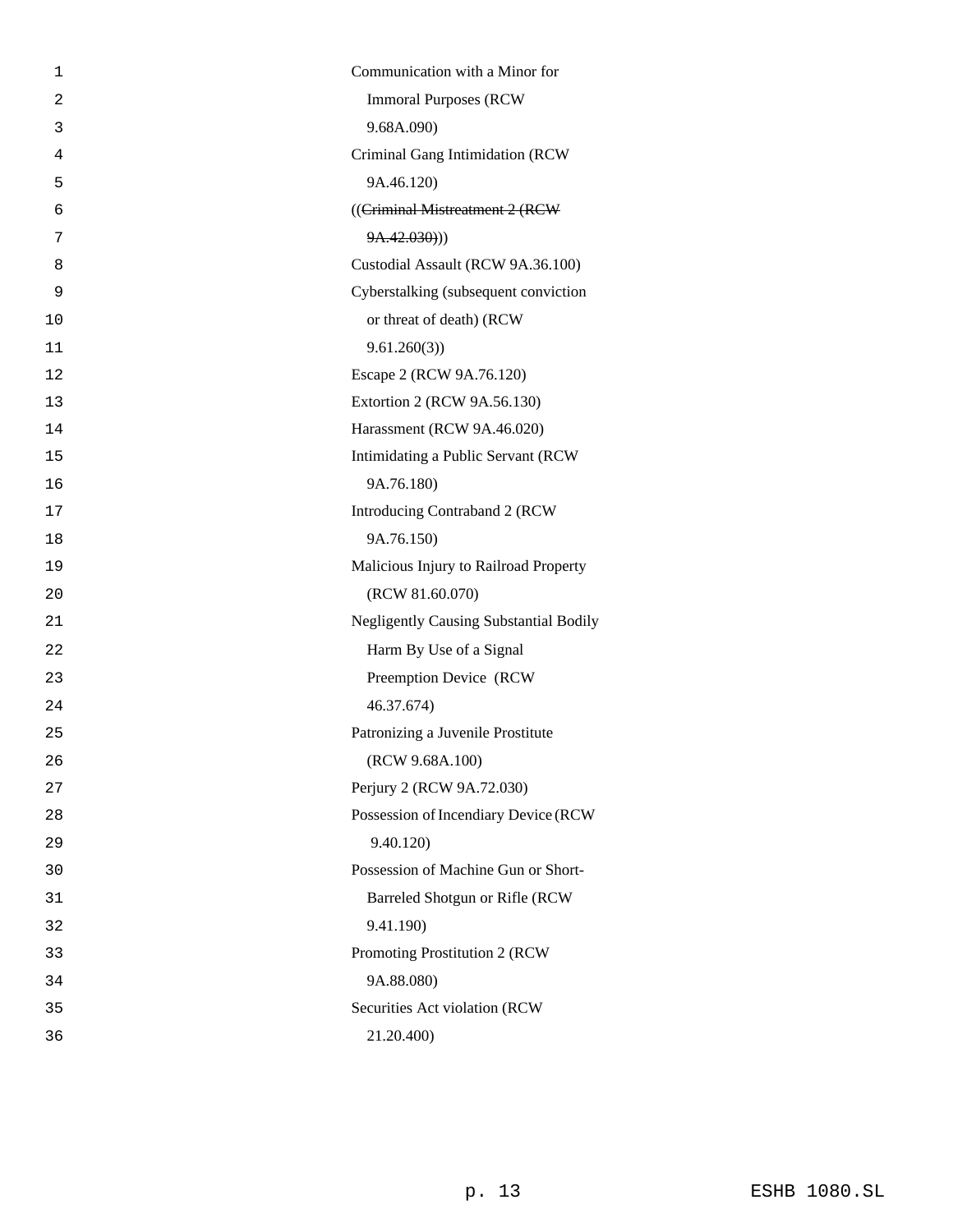Communication with a Minor for Immoral Purposes (RCW 9.68A.090)

Criminal Gang Intimidation (RCW 9A.46.120)

((~~Criminal Mistreatment 2 (RCW 9A.42.030)~~))

Custodial Assault (RCW 9A.36.100)

Cyberstalking (subsequent conviction or threat of death) (RCW 9.61.260(3))

Escape 2 (RCW 9A.76.120)

Extortion 2 (RCW 9A.56.130)

Harassment (RCW 9A.46.020)

Intimidating a Public Servant (RCW 9A.76.180)

Introducing Contraband 2 (RCW 9A.76.150)

Malicious Injury to Railroad Property (RCW 81.60.070)

Negligently Causing Substantial Bodily Harm By Use of a Signal Preemption Device (RCW 46.37.674)

Patronizing a Juvenile Prostitute (RCW 9.68A.100)

Perjury 2 (RCW 9A.72.030)

Possession of Incendiary Device (RCW 9.40.120)

Possession of Machine Gun or Short-Barreled Shotgun or Rifle (RCW 9.41.190)

Promoting Prostitution 2 (RCW 9A.88.080)

Securities Act violation (RCW 21.20.400)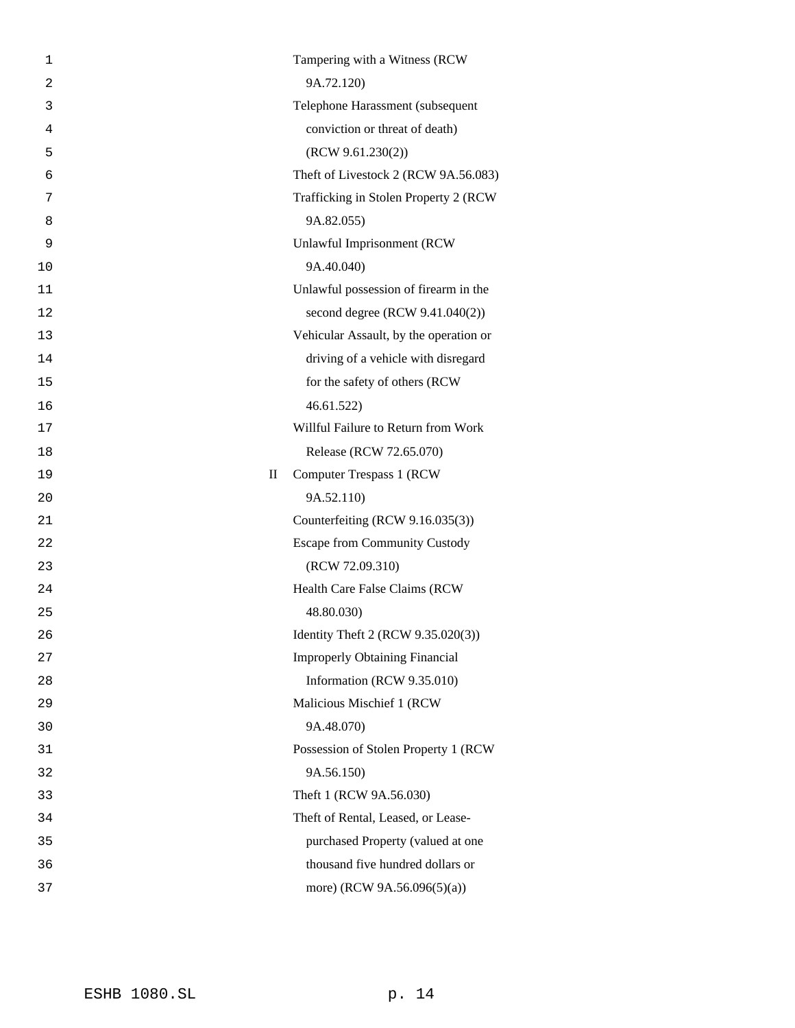| | |
|---|---|
| | Tampering with a Witness (RCW 9A.72.120) |
| | Telephone Harassment (subsequent conviction or threat of death) (RCW 9.61.230(2)) |
| | Theft of Livestock 2 (RCW 9A.56.083) |
| | Trafficking in Stolen Property 2 (RCW 9A.82.055) |
| | Unlawful Imprisonment (RCW 9A.40.040) |
| | Unlawful possession of firearm in the second degree (RCW 9.41.040(2)) |
| | Vehicular Assault, by the operation or driving of a vehicle with disregard for the safety of others (RCW 46.61.522) |
| | Willful Failure to Return from Work Release (RCW 72.65.070) |
| II | Computer Trespass 1 (RCW 9A.52.110) |
| | Counterfeiting (RCW 9.16.035(3)) |
| | Escape from Community Custody (RCW 72.09.310) |
| | Health Care False Claims (RCW 48.80.030) |
| | Identity Theft 2 (RCW 9.35.020(3)) |
| | Improperly Obtaining Financial Information (RCW 9.35.010) |
| | Malicious Mischief 1 (RCW 9A.48.070) |
| | Possession of Stolen Property 1 (RCW 9A.56.150) |
| | Theft 1 (RCW 9A.56.030) |
| | Theft of Rental, Leased, or Lease-purchased Property (valued at one thousand five hundred dollars or more) (RCW 9A.56.096(5)(a)) |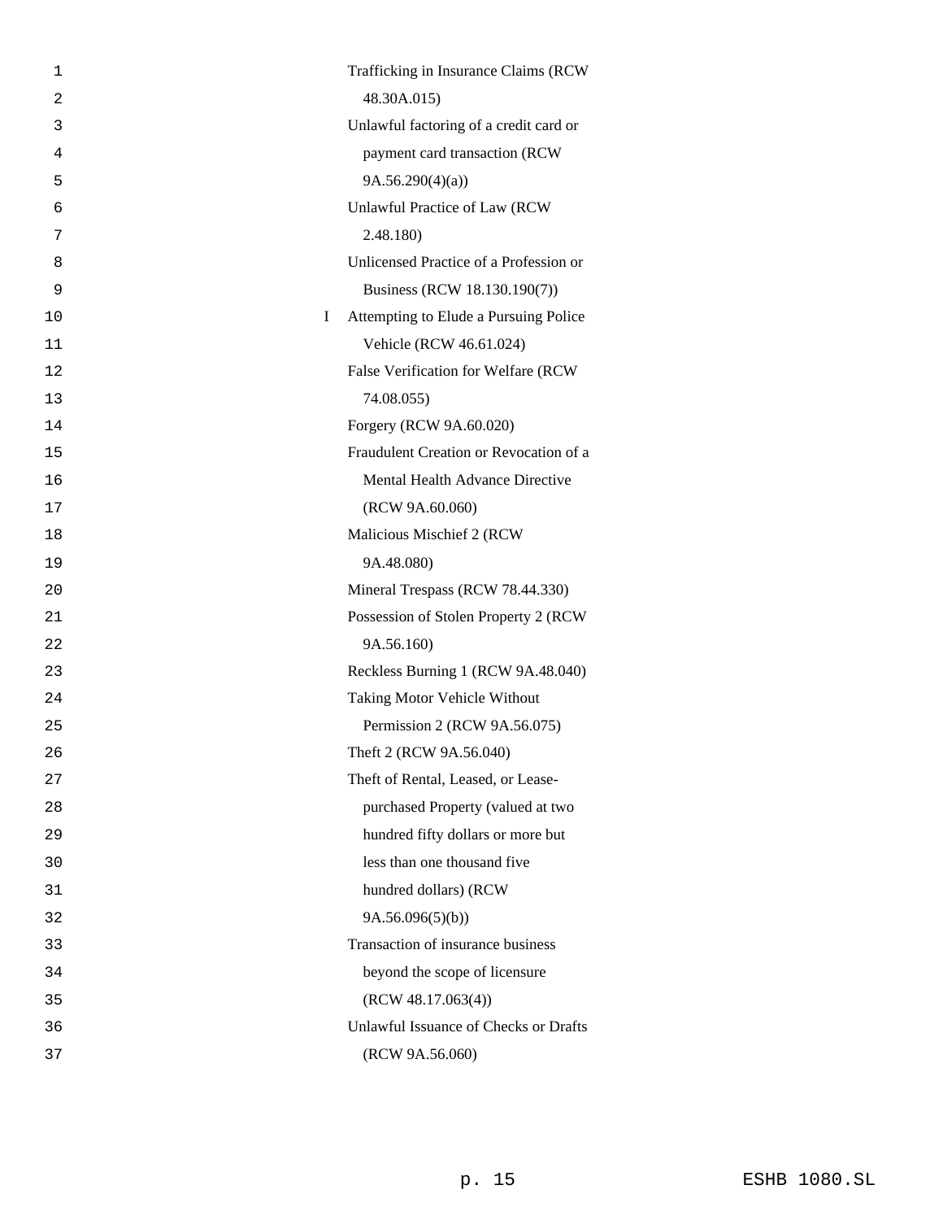| Level | Offense |
|---|---|
| | Trafficking in Insurance Claims (RCW 48.30A.015) |
| | Unlawful factoring of a credit card or payment card transaction (RCW 9A.56.290(4)(a)) |
| | Unlawful Practice of Law (RCW 2.48.180) |
| | Unlicensed Practice of a Profession or Business (RCW 18.130.190(7)) |
| I | Attempting to Elude a Pursuing Police Vehicle (RCW 46.61.024) |
| | False Verification for Welfare (RCW 74.08.055) |
| | Forgery (RCW 9A.60.020) |
| | Fraudulent Creation or Revocation of a Mental Health Advance Directive (RCW 9A.60.060) |
| | Malicious Mischief 2 (RCW 9A.48.080) |
| | Mineral Trespass (RCW 78.44.330) |
| | Possession of Stolen Property 2 (RCW 9A.56.160) |
| | Reckless Burning 1 (RCW 9A.48.040) |
| | Taking Motor Vehicle Without Permission 2 (RCW 9A.56.075) |
| | Theft 2 (RCW 9A.56.040) |
| | Theft of Rental, Leased, or Lease-purchased Property (valued at two hundred fifty dollars or more but less than one thousand five hundred dollars) (RCW 9A.56.096(5)(b)) |
| | Transaction of insurance business beyond the scope of licensure (RCW 48.17.063(4)) |
| | Unlawful Issuance of Checks or Drafts (RCW 9A.56.060) |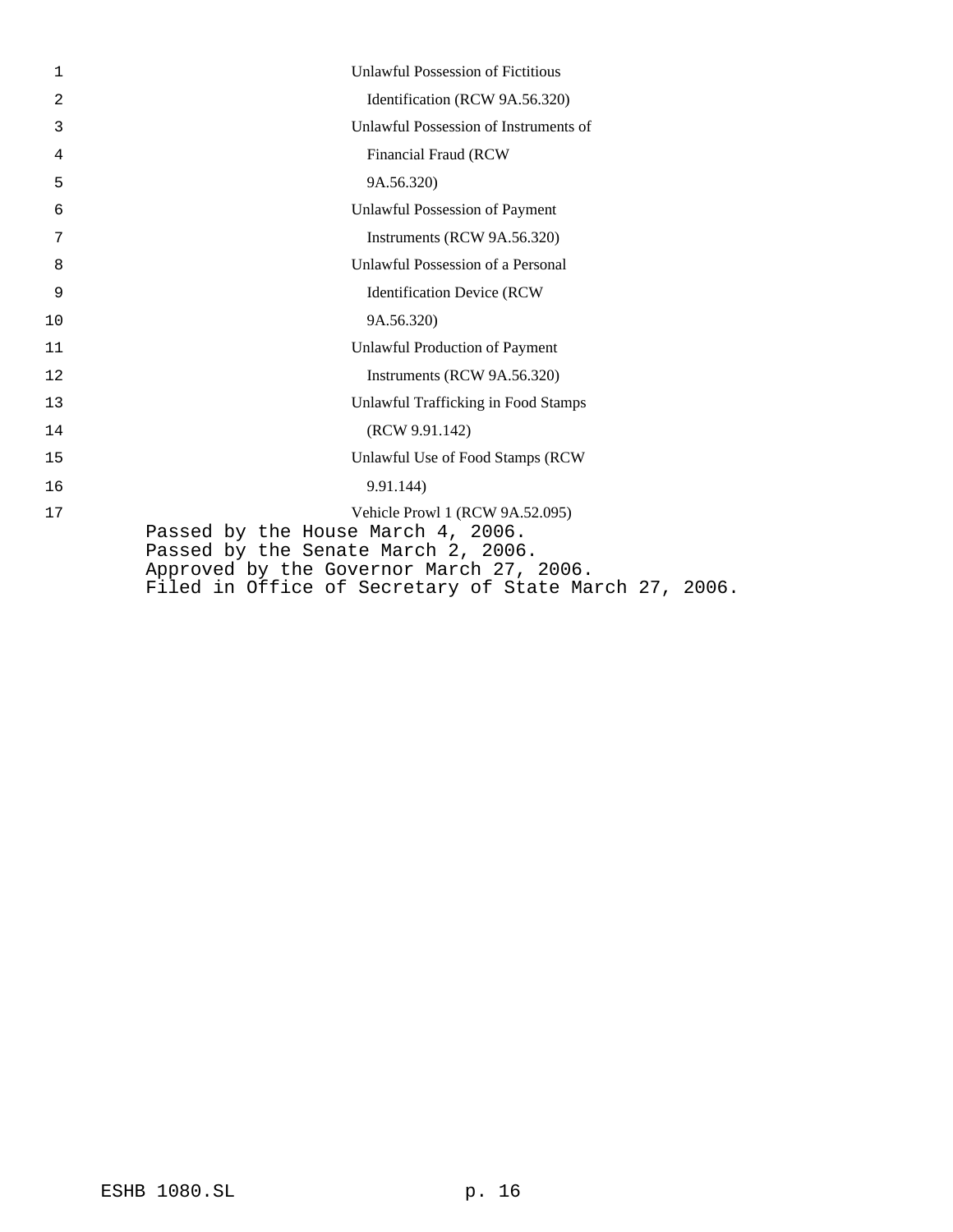Unlawful Possession of Fictitious Identification (RCW 9A.56.320)

Unlawful Possession of Instruments of Financial Fraud (RCW 9A.56.320)

Unlawful Possession of Payment Instruments (RCW 9A.56.320)

Unlawful Possession of a Personal Identification Device (RCW 9A.56.320)

Unlawful Production of Payment Instruments (RCW 9A.56.320)

Unlawful Trafficking in Food Stamps (RCW 9.91.142)

Unlawful Use of Food Stamps (RCW 9.91.144)

Vehicle Prowl 1 (RCW 9A.52.095)

Passed by the House March 4, 2006.
Passed by the Senate March 2, 2006.
Approved by the Governor March 27, 2006.
Filed in Office of Secretary of State March 27, 2006.